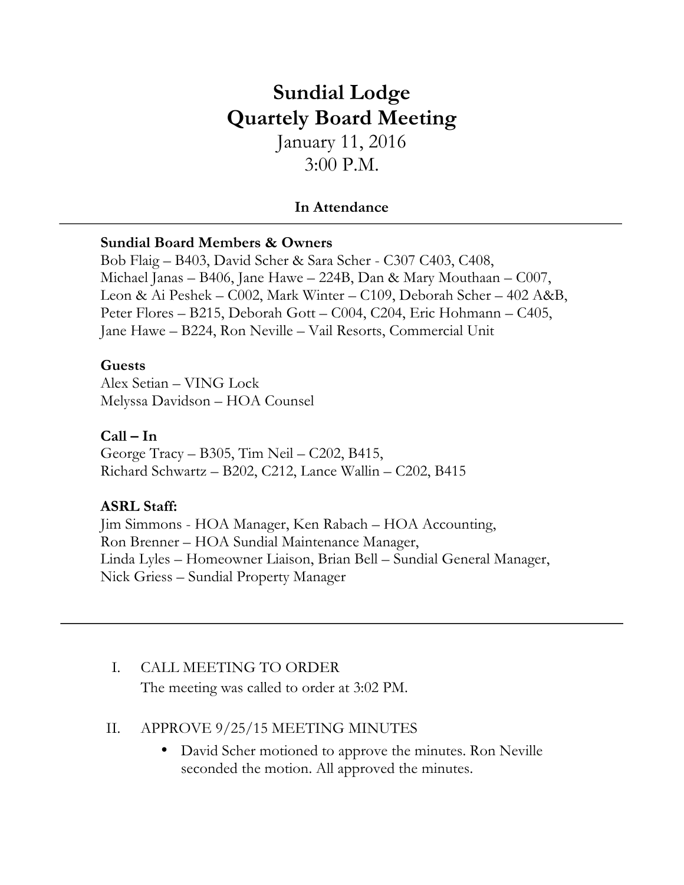# Sundial Lodge
# Quartely Board Meeting

January 11, 2016
3:00 P.M.

**In Attendance**

---

**Sundial Board Members & Owners**

Bob Flaig – B403, David Scher & Sara Scher - C307 C403, C408, Michael Janas – B406, Jane Hawe – 224B, Dan & Mary Mouthaan – C007, Leon & Ai Peshek – C002, Mark Winter – C109, Deborah Scher – 402 A&B, Peter Flores – B215, Deborah Gott – C004, C204, Eric Hohmann – C405, Jane Hawe – B224, Ron Neville – Vail Resorts, Commercial Unit

**Guests**

Alex Setian – VING Lock
Melyssa Davidson – HOA Counsel

**Call – In**

George Tracy – B305, Tim Neil – C202, B415,
Richard Schwartz – B202, C212, Lance Wallin – C202, B415

**ASRL Staff:**

Jim Simmons - HOA Manager, Ken Rabach – HOA Accounting,
Ron Brenner – HOA Sundial Maintenance Manager,
Linda Lyles – Homeowner Liaison, Brian Bell – Sundial General Manager,
Nick Griess – Sundial Property Manager

---

I. CALL MEETING TO ORDER

The meeting was called to order at 3:02 PM.

II. APPROVE 9/25/15 MEETING MINUTES

- David Scher motioned to approve the minutes. Ron Neville seconded the motion. All approved the minutes.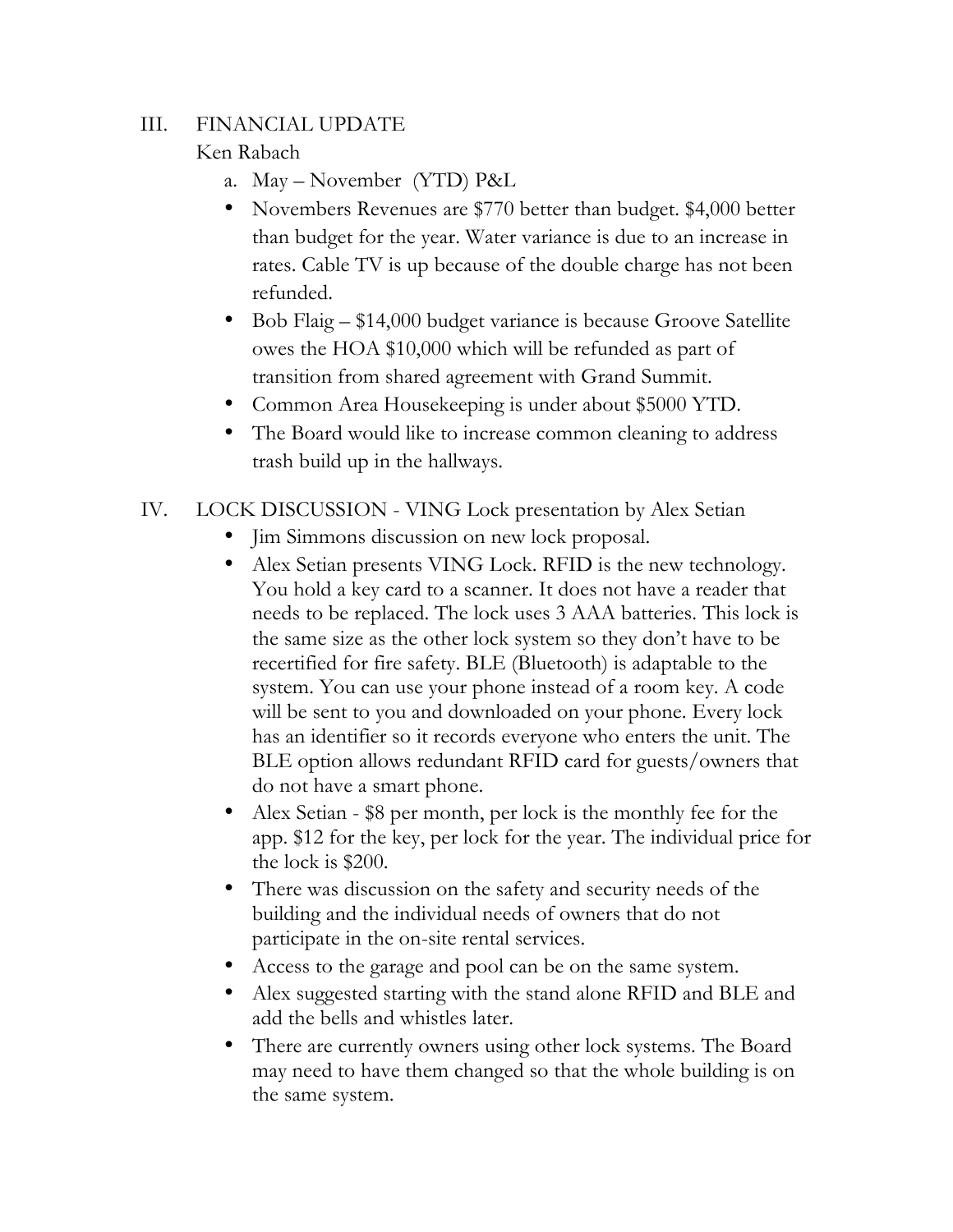## III. FINANCIAL UPDATE

Ken Rabach

a. May – November (YTD) P&L

- Novembers Revenues are $770 better than budget. $4,000 better than budget for the year. Water variance is due to an increase in rates. Cable TV is up because of the double charge has not been refunded.
- Bob Flaig – $14,000 budget variance is because Groove Satellite owes the HOA $10,000 which will be refunded as part of transition from shared agreement with Grand Summit.
- Common Area Housekeeping is under about $5000 YTD.
- The Board would like to increase common cleaning to address trash build up in the hallways.

## IV. LOCK DISCUSSION - VING Lock presentation by Alex Setian

- Jim Simmons discussion on new lock proposal.
- Alex Setian presents VING Lock. RFID is the new technology. You hold a key card to a scanner. It does not have a reader that needs to be replaced. The lock uses 3 AAA batteries. This lock is the same size as the other lock system so they don't have to be recertified for fire safety. BLE (Bluetooth) is adaptable to the system. You can use your phone instead of a room key. A code will be sent to you and downloaded on your phone. Every lock has an identifier so it records everyone who enters the unit. The BLE option allows redundant RFID card for guests/owners that do not have a smart phone.
- Alex Setian - $8 per month, per lock is the monthly fee for the app. $12 for the key, per lock for the year. The individual price for the lock is $200.
- There was discussion on the safety and security needs of the building and the individual needs of owners that do not participate in the on-site rental services.
- Access to the garage and pool can be on the same system.
- Alex suggested starting with the stand alone RFID and BLE and add the bells and whistles later.
- There are currently owners using other lock systems. The Board may need to have them changed so that the whole building is on the same system.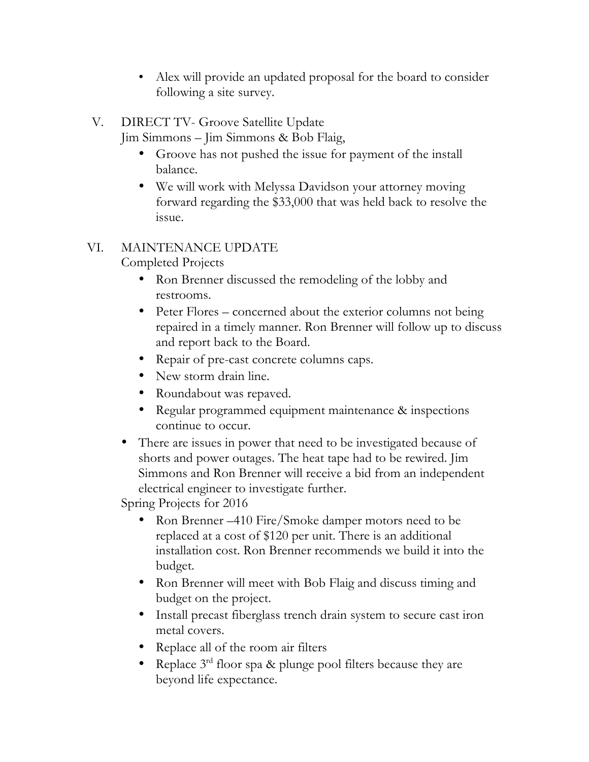- Alex will provide an updated proposal for the board to consider following a site survey.

V. DIRECT TV- Groove Satellite Update

Jim Simmons – Jim Simmons & Bob Flaig,

- Groove has not pushed the issue for payment of the install balance.
- We will work with Melyssa Davidson your attorney moving forward regarding the $33,000 that was held back to resolve the issue.

VI. MAINTENANCE UPDATE

Completed Projects

- Ron Brenner discussed the remodeling of the lobby and restrooms.
- Peter Flores – concerned about the exterior columns not being repaired in a timely manner. Ron Brenner will follow up to discuss and report back to the Board.
- Repair of pre-cast concrete columns caps.
- New storm drain line.
- Roundabout was repaved.
- Regular programmed equipment maintenance & inspections continue to occur.
- There are issues in power that need to be investigated because of shorts and power outages. The heat tape had to be rewired. Jim Simmons and Ron Brenner will receive a bid from an independent electrical engineer to investigate further.

Spring Projects for 2016

- Ron Brenner –410 Fire/Smoke damper motors need to be replaced at a cost of $120 per unit. There is an additional installation cost. Ron Brenner recommends we build it into the budget.
- Ron Brenner will meet with Bob Flaig and discuss timing and budget on the project.
- Install precast fiberglass trench drain system to secure cast iron metal covers.
- Replace all of the room air filters
- Replace 3rd floor spa & plunge pool filters because they are beyond life expectance.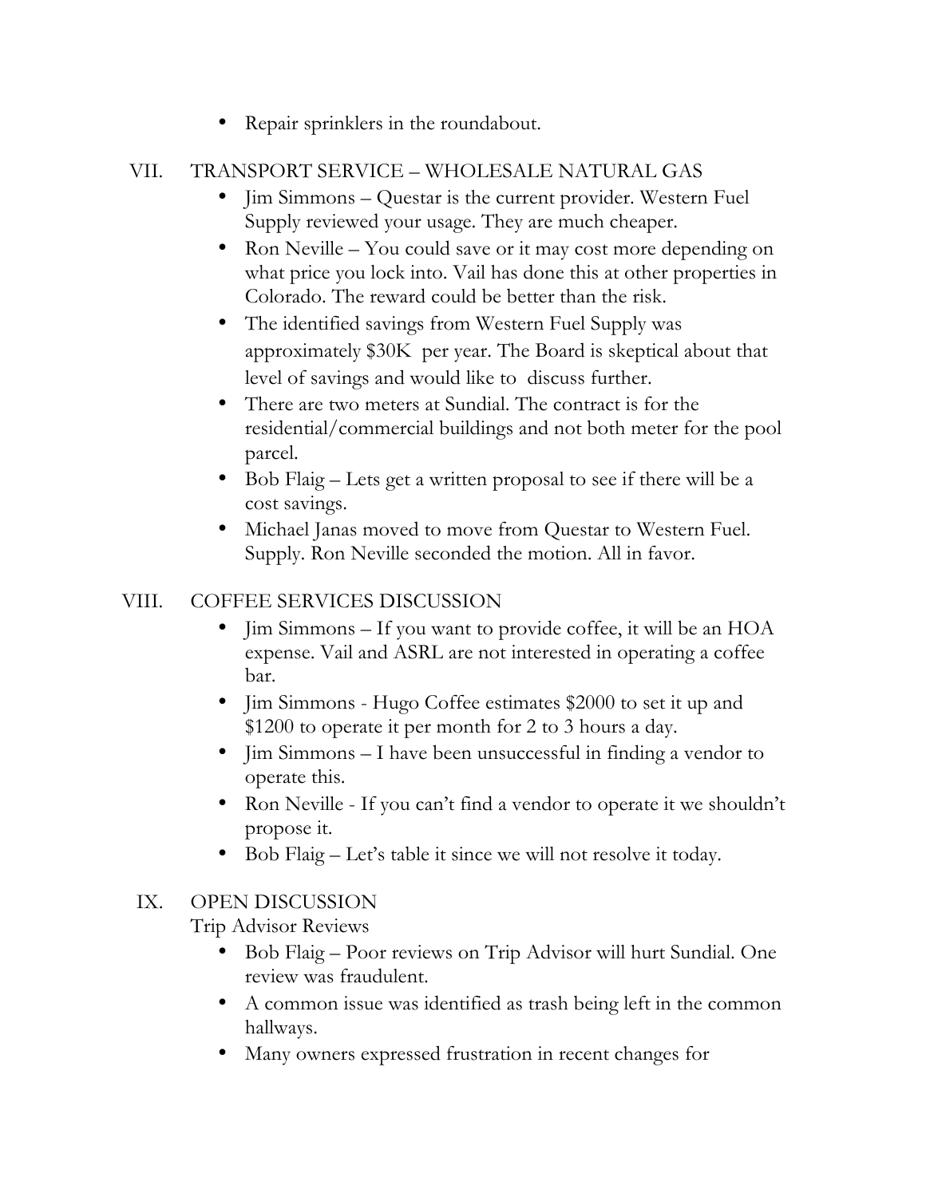- Repair sprinklers in the roundabout.

VII. TRANSPORT SERVICE – WHOLESALE NATURAL GAS

- Jim Simmons – Questar is the current provider. Western Fuel Supply reviewed your usage. They are much cheaper.
- Ron Neville – You could save or it may cost more depending on what price you lock into. Vail has done this at other properties in Colorado. The reward could be better than the risk.
- The identified savings from Western Fuel Supply was approximately $30K per year. The Board is skeptical about that level of savings and would like to discuss further.
- There are two meters at Sundial. The contract is for the residential/commercial buildings and not both meter for the pool parcel.
- Bob Flaig – Lets get a written proposal to see if there will be a cost savings.
- Michael Janas moved to move from Questar to Western Fuel. Supply. Ron Neville seconded the motion. All in favor.

VIII. COFFEE SERVICES DISCUSSION

- Jim Simmons – If you want to provide coffee, it will be an HOA expense. Vail and ASRL are not interested in operating a coffee bar.
- Jim Simmons - Hugo Coffee estimates $2000 to set it up and $1200 to operate it per month for 2 to 3 hours a day.
- Jim Simmons – I have been unsuccessful in finding a vendor to operate this.
- Ron Neville - If you can't find a vendor to operate it we shouldn't propose it.
- Bob Flaig – Let's table it since we will not resolve it today.

IX. OPEN DISCUSSION

Trip Advisor Reviews

- Bob Flaig – Poor reviews on Trip Advisor will hurt Sundial. One review was fraudulent.
- A common issue was identified as trash being left in the common hallways.
- Many owners expressed frustration in recent changes for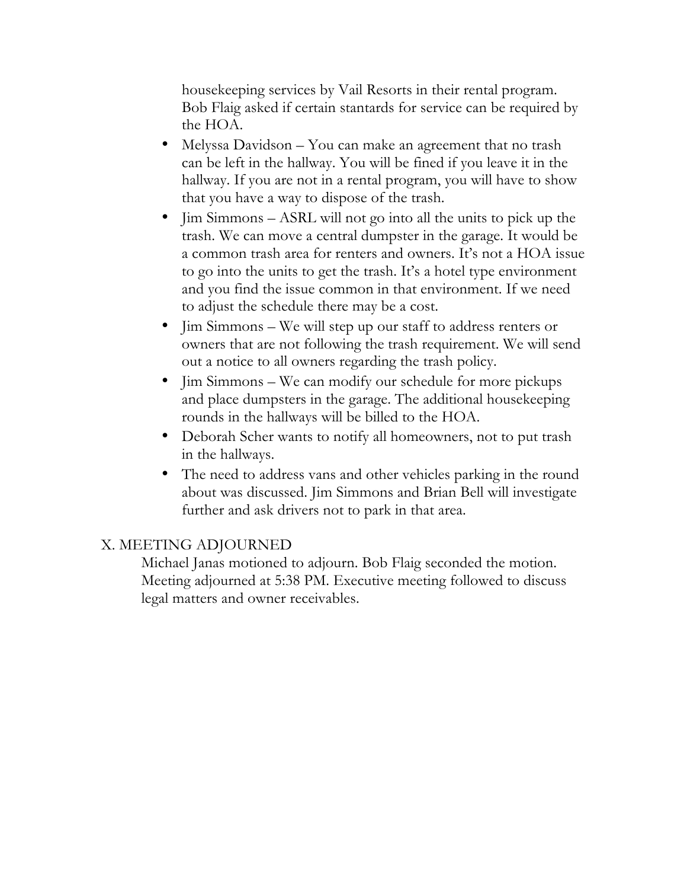housekeeping services by Vail Resorts in their rental program. Bob Flaig asked if certain stantards for service can be required by the HOA.

- Melyssa Davidson – You can make an agreement that no trash can be left in the hallway. You will be fined if you leave it in the hallway. If you are not in a rental program, you will have to show that you have a way to dispose of the trash.
- Jim Simmons – ASRL will not go into all the units to pick up the trash. We can move a central dumpster in the garage. It would be a common trash area for renters and owners. It's not a HOA issue to go into the units to get the trash. It's a hotel type environment and you find the issue common in that environment. If we need to adjust the schedule there may be a cost.
- Jim Simmons – We will step up our staff to address renters or owners that are not following the trash requirement. We will send out a notice to all owners regarding the trash policy.
- Jim Simmons – We can modify our schedule for more pickups and place dumpsters in the garage. The additional housekeeping rounds in the hallways will be billed to the HOA.
- Deborah Scher wants to notify all homeowners, not to put trash in the hallways.
- The need to address vans and other vehicles parking in the round about was discussed. Jim Simmons and Brian Bell will investigate further and ask drivers not to park in that area.

## X. MEETING ADJOURNED

Michael Janas motioned to adjourn. Bob Flaig seconded the motion. Meeting adjourned at 5:38 PM. Executive meeting followed to discuss legal matters and owner receivables.